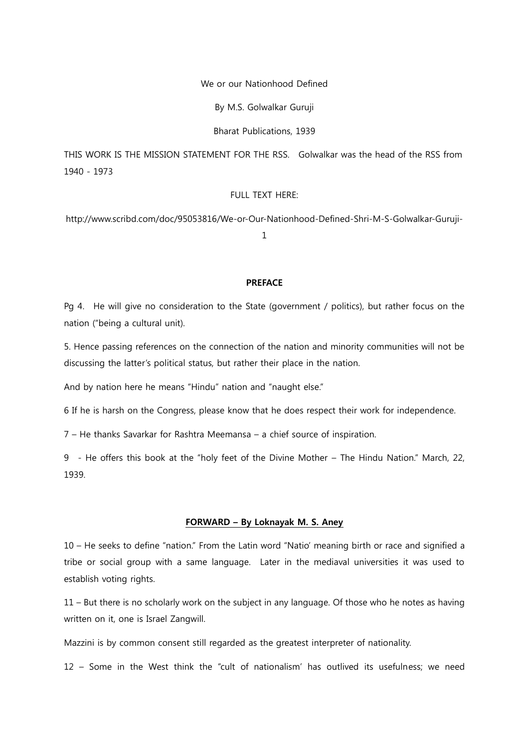We or our Nationhood Defined

By M.S. Golwalkar Guruji

Bharat Publications, 1939

THIS WORK IS THE MISSION STATEMENT FOR THE RSS. Golwalkar was the head of the RSS from 1940 - 1973

FULL TEXT HERE:

http://www.scribd.com/doc/95053816/We-or-Our-Nationhood-Defined-Shri-M-S-Golwalkar-Guruji-1

## PREFACE

Pg 4. He will give no consideration to the State (government / politics), but rather focus on the nation ("being a cultural unit).

5. Hence passing references on the connection of the nation and minority communities will not be discussing the latter's political status, but rather their place in the nation.

And by nation here he means "Hindu" nation and "naught else."

6 If he is harsh on the Congress, please know that he does respect their work for independence.

7 – He thanks Savarkar for Rashtra Meemansa – a chief source of inspiration.

9 - He offers this book at the "holy feet of the Divine Mother – The Hindu Nation." March, 22, 1939.

## FORWARD – By Loknayak M. S. Aney

10 – He seeks to define "nation." From the Latin word "Natio' meaning birth or race and signified a tribe or social group with a same language. Later in the mediaval universities it was used to establish voting rights.

11 – But there is no scholarly work on the subject in any language. Of those who he notes as having written on it, one is Israel Zangwill.

Mazzini is by common consent still regarded as the greatest interpreter of nationality.

12 – Some in the West think the "cult of nationalism' has outlived its usefulness; we need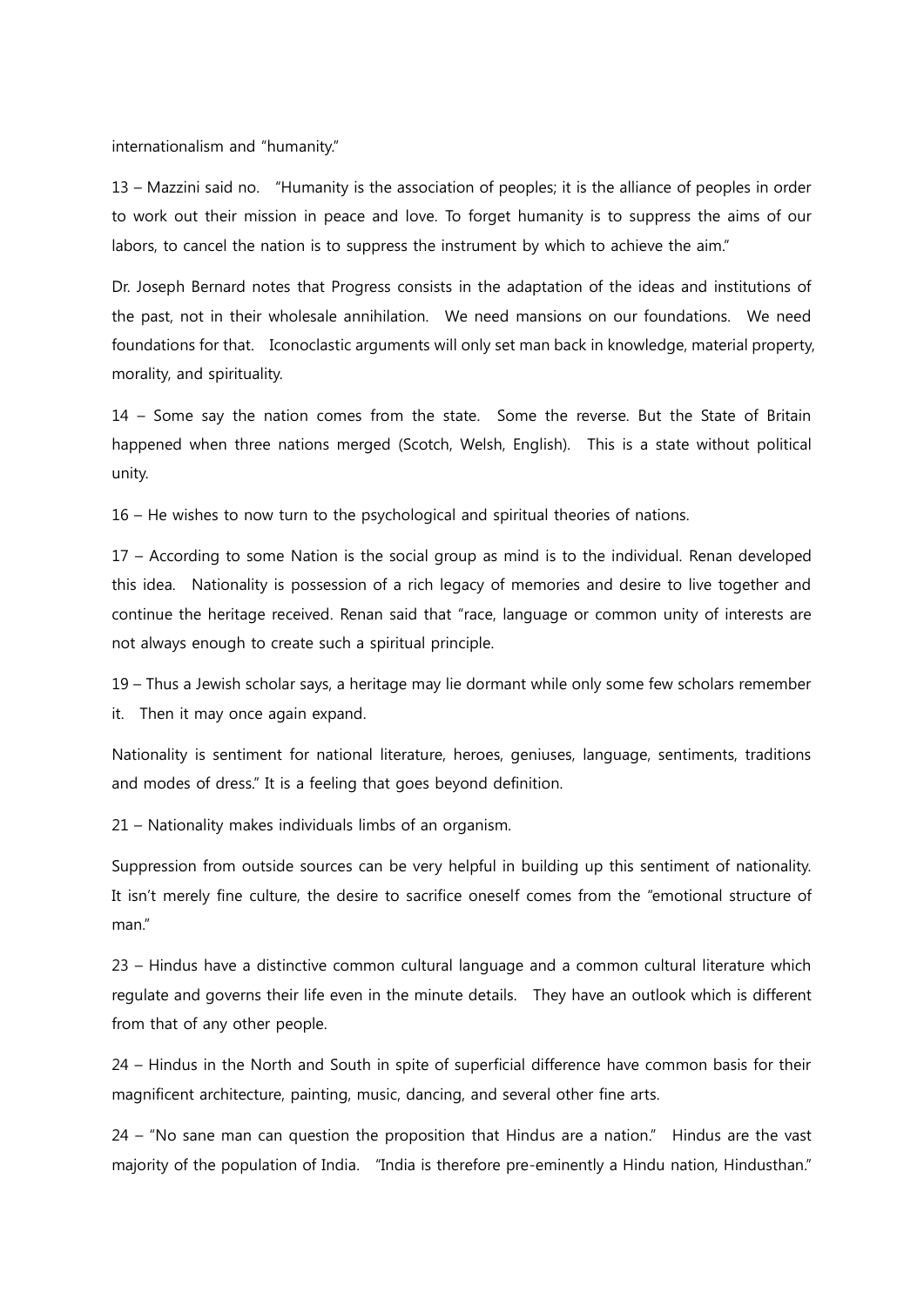internationalism and "humanity."

13 – Mazzini said no. "Humanity is the association of peoples; it is the alliance of peoples in order to work out their mission in peace and love. To forget humanity is to suppress the aims of our labors, to cancel the nation is to suppress the instrument by which to achieve the aim."

Dr. Joseph Bernard notes that Progress consists in the adaptation of the ideas and institutions of the past, not in their wholesale annihilation. We need mansions on our foundations. We need foundations for that. Iconoclastic arguments will only set man back in knowledge, material property, morality, and spirituality.

14 – Some say the nation comes from the state. Some the reverse. But the State of Britain happened when three nations merged (Scotch, Welsh, English). This is a state without political unity.

16 – He wishes to now turn to the psychological and spiritual theories of nations.

17 – According to some Nation is the social group as mind is to the individual. Renan developed this idea. Nationality is possession of a rich legacy of memories and desire to live together and continue the heritage received. Renan said that "race, language or common unity of interests are not always enough to create such a spiritual principle.

19 – Thus a Jewish scholar says, a heritage may lie dormant while only some few scholars remember it. Then it may once again expand.

Nationality is sentiment for national literature, heroes, geniuses, language, sentiments, traditions and modes of dress." It is a feeling that goes beyond definition.

21 – Nationality makes individuals limbs of an organism.

Suppression from outside sources can be very helpful in building up this sentiment of nationality. It isn't merely fine culture, the desire to sacrifice oneself comes from the "emotional structure of man."

23 – Hindus have a distinctive common cultural language and a common cultural literature which regulate and governs their life even in the minute details. They have an outlook which is different from that of any other people.

24 – Hindus in the North and South in spite of superficial difference have common basis for their magnificent architecture, painting, music, dancing, and several other fine arts.

24 – "No sane man can question the proposition that Hindus are a nation." Hindus are the vast majority of the population of India. "India is therefore pre-eminently a Hindu nation, Hindusthan."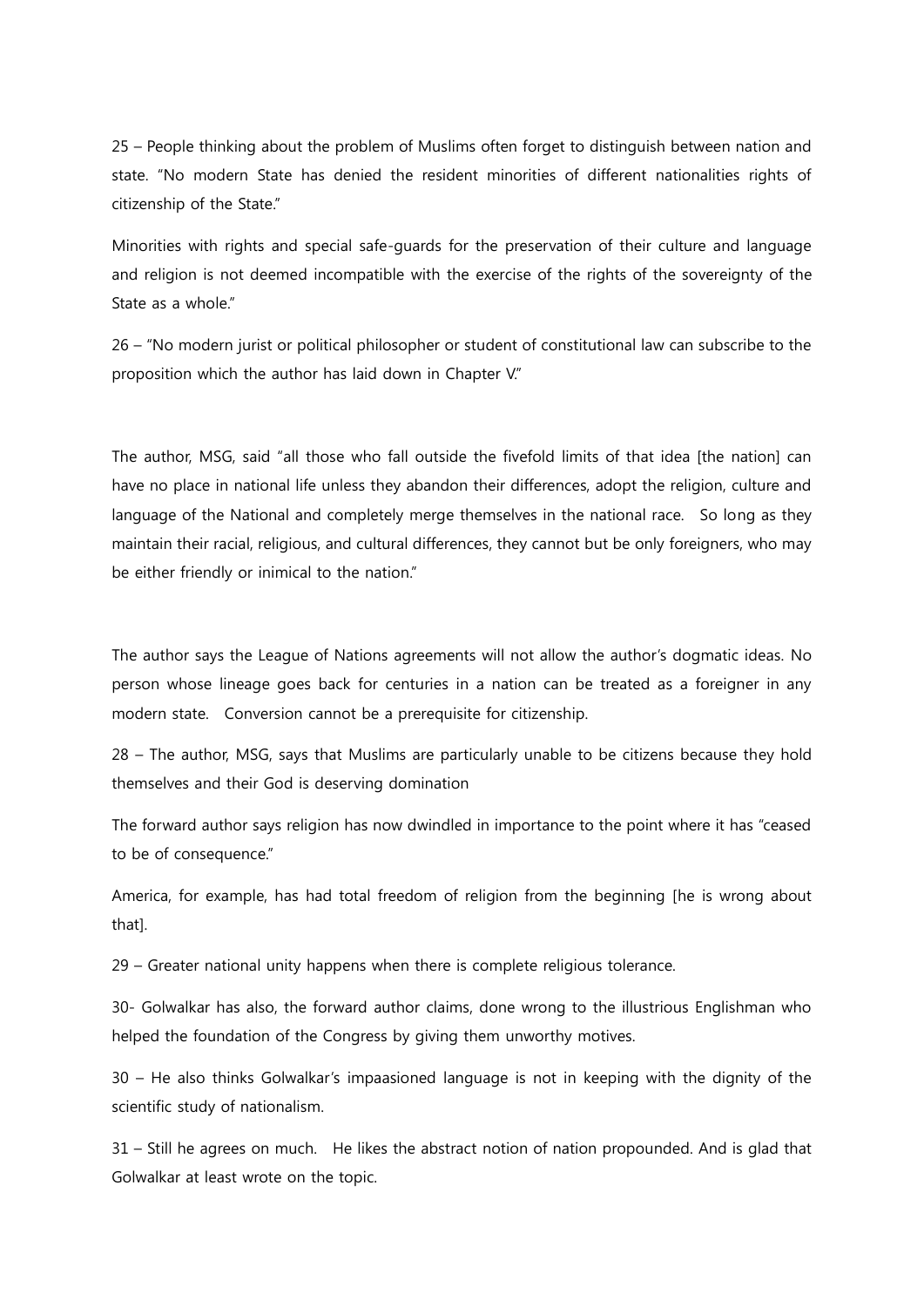25 – People thinking about the problem of Muslims often forget to distinguish between nation and state. "No modern State has denied the resident minorities of different nationalities rights of citizenship of the State."

Minorities with rights and special safe-guards for the preservation of their culture and language and religion is not deemed incompatible with the exercise of the rights of the sovereignty of the State as a whole."

26 – "No modern jurist or political philosopher or student of constitutional law can subscribe to the proposition which the author has laid down in Chapter V."

The author, MSG, said "all those who fall outside the fivefold limits of that idea [the nation] can have no place in national life unless they abandon their differences, adopt the religion, culture and language of the National and completely merge themselves in the national race. So long as they maintain their racial, religious, and cultural differences, they cannot but be only foreigners, who may be either friendly or inimical to the nation."

The author says the League of Nations agreements will not allow the author's dogmatic ideas. No person whose lineage goes back for centuries in a nation can be treated as a foreigner in any modern state. Conversion cannot be a prerequisite for citizenship.

28 – The author, MSG, says that Muslims are particularly unable to be citizens because they hold themselves and their God is deserving domination

The forward author says religion has now dwindled in importance to the point where it has "ceased to be of consequence."

America, for example, has had total freedom of religion from the beginning [he is wrong about that].

29 – Greater national unity happens when there is complete religious tolerance.

30- Golwalkar has also, the forward author claims, done wrong to the illustrious Englishman who helped the foundation of the Congress by giving them unworthy motives.

30 – He also thinks Golwalkar's impaasioned language is not in keeping with the dignity of the scientific study of nationalism.

31 – Still he agrees on much. He likes the abstract notion of nation propounded. And is glad that Golwalkar at least wrote on the topic.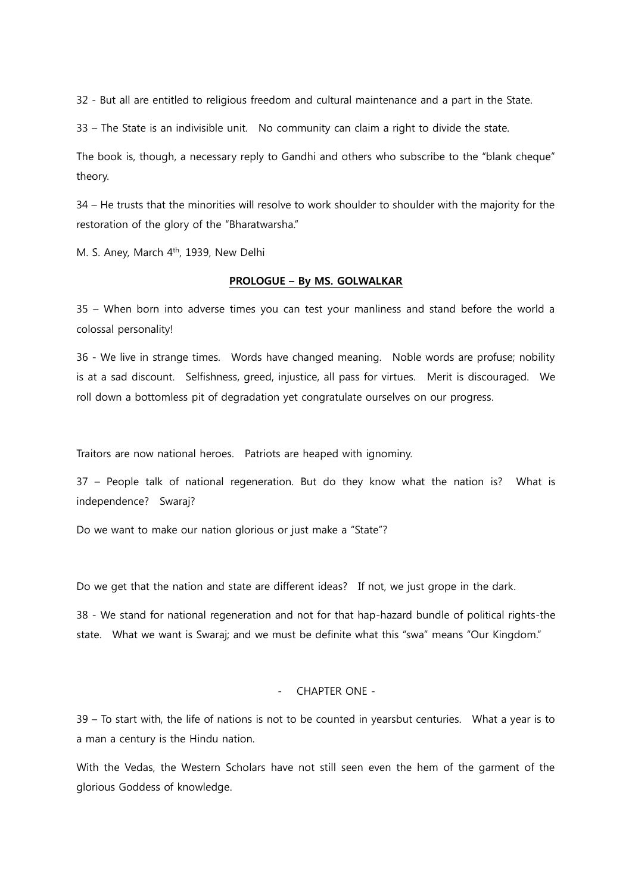32 - But all are entitled to religious freedom and cultural maintenance and a part in the State.

33 – The State is an indivisible unit. No community can claim a right to divide the state.

The book is, though, a necessary reply to Gandhi and others who subscribe to the "blank cheque" theory.

34 – He trusts that the minorities will resolve to work shoulder to shoulder with the majority for the restoration of the glory of the "Bharatwarsha."

M. S. Aney, March 4th, 1939, New Delhi

## PROLOGUE – By MS. GOLWALKAR

35 – When born into adverse times you can test your manliness and stand before the world a colossal personality!

36 - We live in strange times. Words have changed meaning. Noble words are profuse; nobility is at a sad discount. Selfishness, greed, injustice, all pass for virtues. Merit is discouraged. We roll down a bottomless pit of degradation yet congratulate ourselves on our progress.

Traitors are now national heroes. Patriots are heaped with ignominy.

37 – People talk of national regeneration. But do they know what the nation is? What is independence? Swaraj?

Do we want to make our nation glorious or just make a "State"?

Do we get that the nation and state are different ideas? If not, we just grope in the dark.

38 - We stand for national regeneration and not for that hap-hazard bundle of political rights-the state. What we want is Swaraj; and we must be definite what this "swa" means "Our Kingdom."

## - CHAPTER ONE -

39 – To start with, the life of nations is not to be counted in yearsbut centuries. What a year is to a man a century is the Hindu nation.

With the Vedas, the Western Scholars have not still seen even the hem of the garment of the glorious Goddess of knowledge.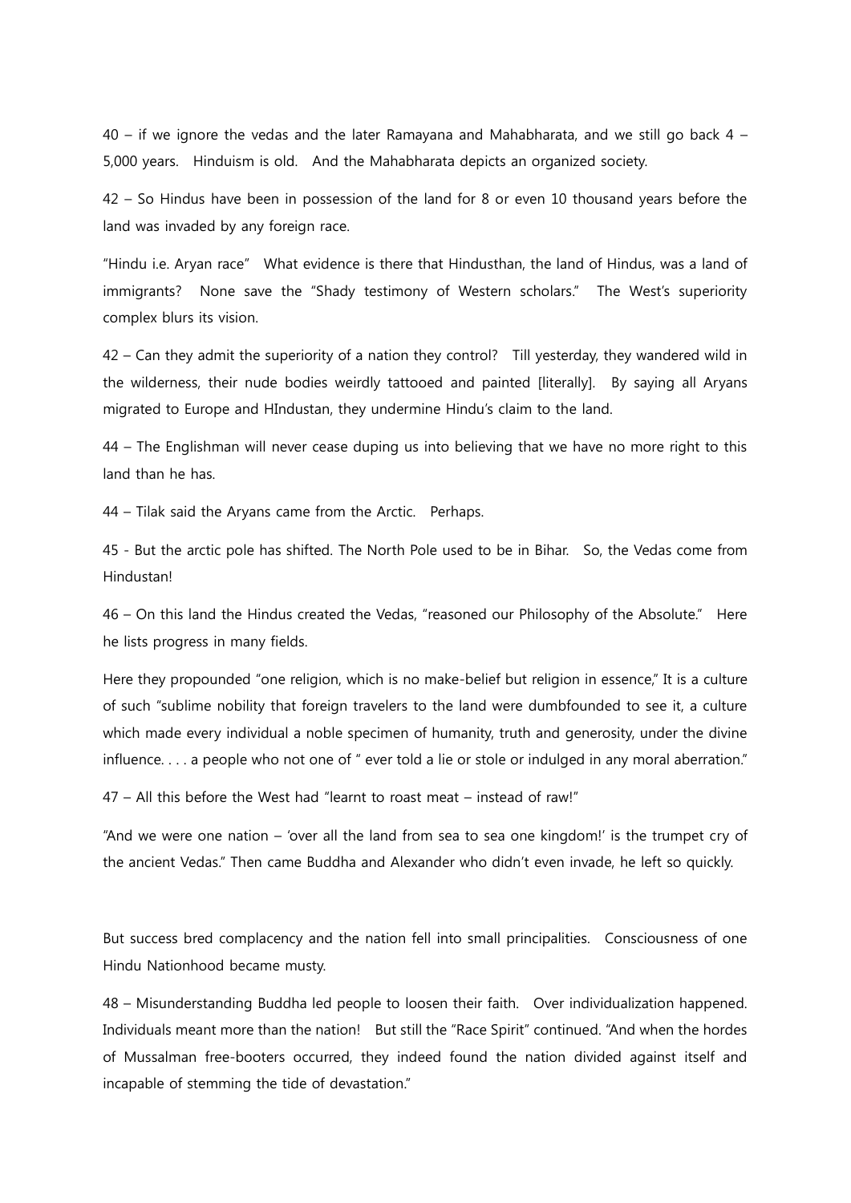40 – if we ignore the vedas and the later Ramayana and Mahabharata, and we still go back 4 – 5,000 years. Hinduism is old. And the Mahabharata depicts an organized society.

42 – So Hindus have been in possession of the land for 8 or even 10 thousand years before the land was invaded by any foreign race.

"Hindu i.e. Aryan race" What evidence is there that Hindusthan, the land of Hindus, was a land of immigrants? None save the "Shady testimony of Western scholars." The West's superiority complex blurs its vision.

42 – Can they admit the superiority of a nation they control? Till yesterday, they wandered wild in the wilderness, their nude bodies weirdly tattooed and painted [literally]. By saying all Aryans migrated to Europe and HIndustan, they undermine Hindu's claim to the land.

44 – The Englishman will never cease duping us into believing that we have no more right to this land than he has.

44 – Tilak said the Aryans came from the Arctic. Perhaps.

45 - But the arctic pole has shifted. The North Pole used to be in Bihar. So, the Vedas come from Hindustan!

46 – On this land the Hindus created the Vedas, "reasoned our Philosophy of the Absolute." Here he lists progress in many fields.

Here they propounded "one religion, which is no make-belief but religion in essence," It is a culture of such "sublime nobility that foreign travelers to the land were dumbfounded to see it, a culture which made every individual a noble specimen of humanity, truth and generosity, under the divine influence. . . . a people who not one of " ever told a lie or stole or indulged in any moral aberration."

47 – All this before the West had "learnt to roast meat – instead of raw!"

"And we were one nation – 'over all the land from sea to sea one kingdom!' is the trumpet cry of the ancient Vedas." Then came Buddha and Alexander who didn't even invade, he left so quickly.

But success bred complacency and the nation fell into small principalities. Consciousness of one Hindu Nationhood became musty.

48 – Misunderstanding Buddha led people to loosen their faith. Over individualization happened. Individuals meant more than the nation! But still the "Race Spirit" continued. "And when the hordes of Mussalman free-booters occurred, they indeed found the nation divided against itself and incapable of stemming the tide of devastation."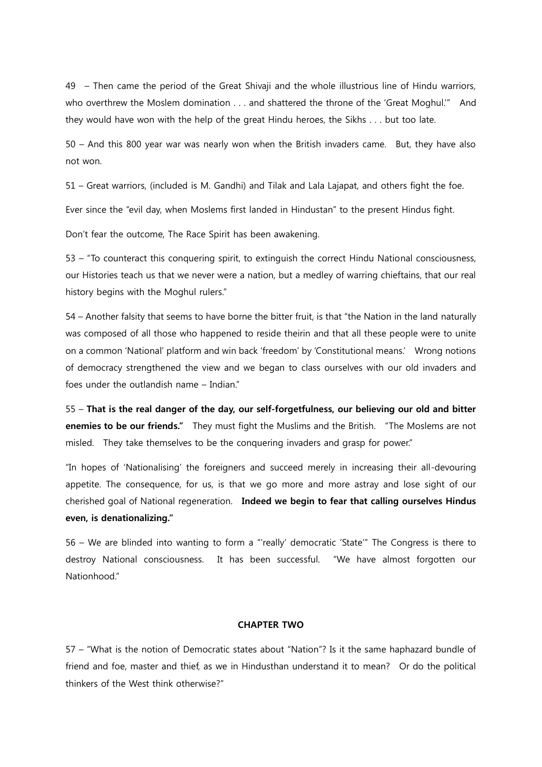49 – Then came the period of the Great Shivaji and the whole illustrious line of Hindu warriors, who overthrew the Moslem domination . . . and shattered the throne of the 'Great Moghul.'" And they would have won with the help of the great Hindu heroes, the Sikhs . . . but too late.

50 – And this 800 year war was nearly won when the British invaders came. But, they have also not won.

51 – Great warriors, (included is M. Gandhi) and Tilak and Lala Lajapat, and others fight the foe.

Ever since the "evil day, when Moslems first landed in Hindustan" to the present Hindus fight.

Don't fear the outcome, The Race Spirit has been awakening.

53 – "To counteract this conquering spirit, to extinguish the correct Hindu National consciousness, our Histories teach us that we never were a nation, but a medley of warring chieftains, that our real history begins with the Moghul rulers."

54 – Another falsity that seems to have borne the bitter fruit, is that "the Nation in the land naturally was composed of all those who happened to reside theirin and that all these people were to unite on a common 'National' platform and win back 'freedom' by 'Constitutional means.' Wrong notions of democracy strengthened the view and we began to class ourselves with our old invaders and foes under the outlandish name – Indian."

55 – **That is the real danger of the day, our self-forgetfulness, our believing our old and bitter enemies to be our friends."** They must fight the Muslims and the British. "The Moslems are not misled. They take themselves to be the conquering invaders and grasp for power."

"In hopes of 'Nationalising' the foreigners and succeed merely in increasing their all-devouring appetite. The consequence, for us, is that we go more and more astray and lose sight of our cherished goal of National regeneration. **Indeed we begin to fear that calling ourselves Hindus even, is denationalizing."**

56 – We are blinded into wanting to form a "'really' democratic 'State'" The Congress is there to destroy National consciousness. It has been successful. "We have almost forgotten our Nationhood."

## CHAPTER TWO

57 – "What is the notion of Democratic states about "Nation"? Is it the same haphazard bundle of friend and foe, master and thief, as we in Hindusthan understand it to mean? Or do the political thinkers of the West think otherwise?"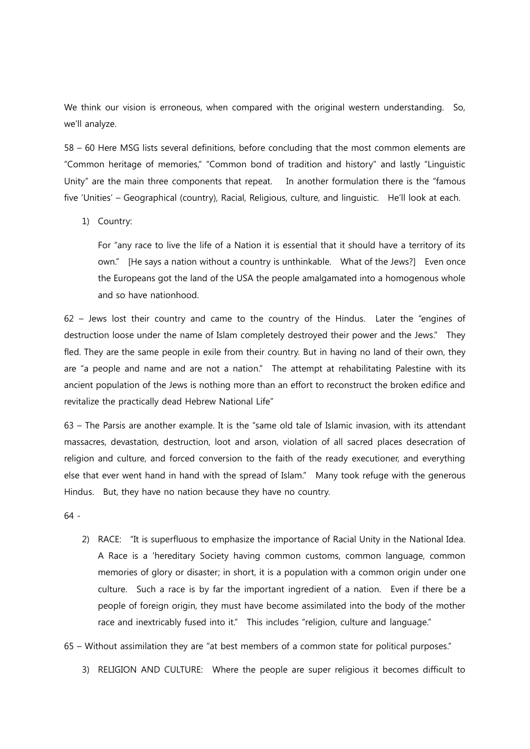We think our vision is erroneous, when compared with the original western understanding. So, we'll analyze.

58 – 60 Here MSG lists several definitions, before concluding that the most common elements are "Common heritage of memories," "Common bond of tradition and history" and lastly "Linguistic Unity" are the main three components that repeat. In another formulation there is the "famous five 'Unities' – Geographical (country), Racial, Religious, culture, and linguistic. He'll look at each.

1) Country:

   For "any race to live the life of a Nation it is essential that it should have a territory of its own." [He says a nation without a country is unthinkable. What of the Jews?] Even once the Europeans got the land of the USA the people amalgamated into a homogenous whole and so have nationhood.

62 – Jews lost their country and came to the country of the Hindus. Later the "engines of destruction loose under the name of Islam completely destroyed their power and the Jews." They fled. They are the same people in exile from their country. But in having no land of their own, they are "a people and name and are not a nation." The attempt at rehabilitating Palestine with its ancient population of the Jews is nothing more than an effort to reconstruct the broken edifice and revitalize the practically dead Hebrew National Life"

63 – The Parsis are another example. It is the "same old tale of Islamic invasion, with its attendant massacres, devastation, destruction, loot and arson, violation of all sacred places desecration of religion and culture, and forced conversion to the faith of the ready executioner, and everything else that ever went hand in hand with the spread of Islam." Many took refuge with the generous Hindus. But, they have no nation because they have no country.

64 -

2) RACE: "It is superfluous to emphasize the importance of Racial Unity in the National Idea. A Race is a 'hereditary Society having common customs, common language, common memories of glory or disaster; in short, it is a population with a common origin under one culture. Such a race is by far the important ingredient of a nation. Even if there be a people of foreign origin, they must have become assimilated into the body of the mother race and inextricably fused into it." This includes "religion, culture and language."

65 – Without assimilation they are "at best members of a common state for political purposes."

3) RELIGION AND CULTURE: Where the people are super religious it becomes difficult to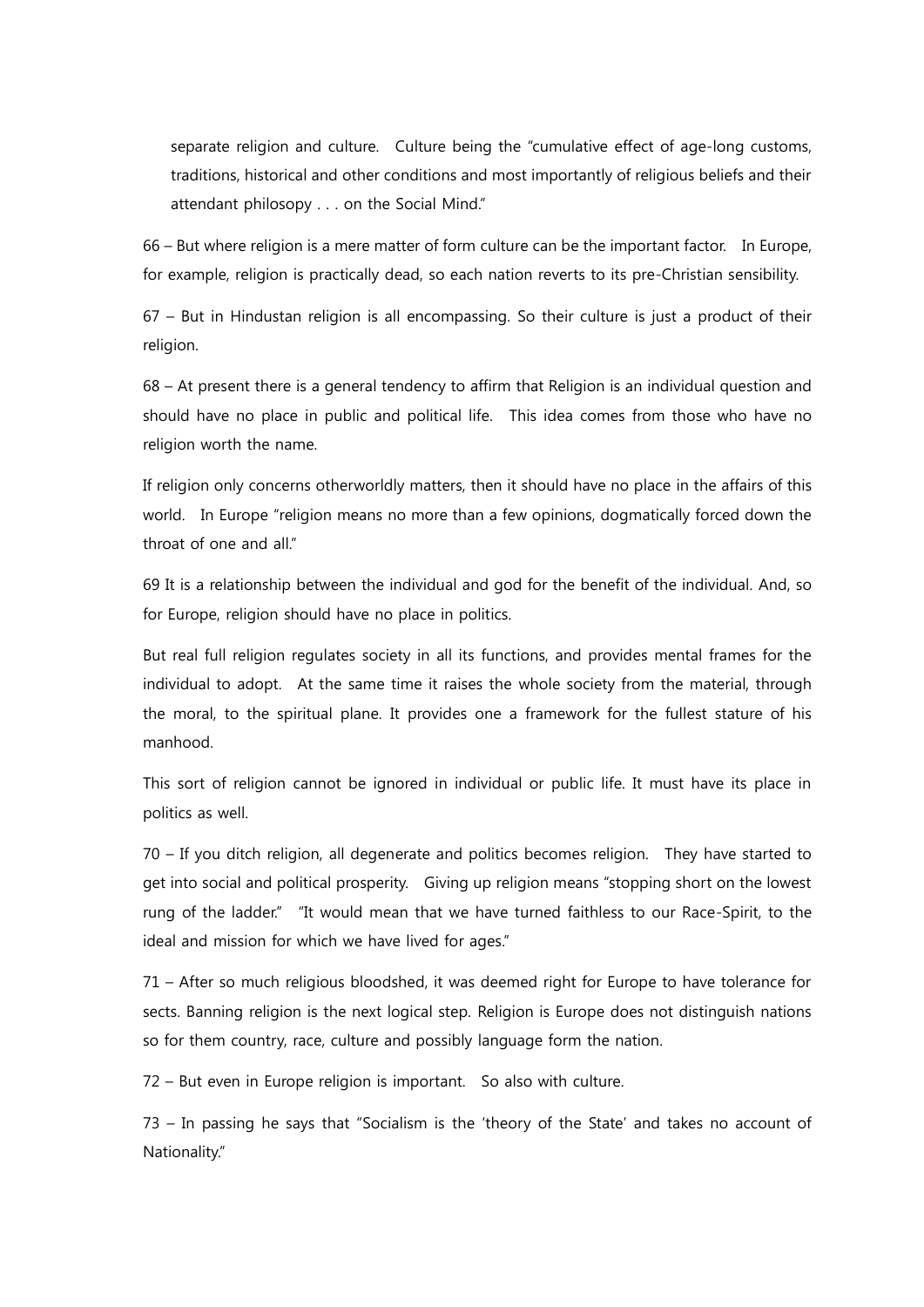separate religion and culture. Culture being the "cumulative effect of age-long customs, traditions, historical and other conditions and most importantly of religious beliefs and their attendant philosopy . . . on the Social Mind."

66 – But where religion is a mere matter of form culture can be the important factor. In Europe, for example, religion is practically dead, so each nation reverts to its pre-Christian sensibility.

67 – But in Hindustan religion is all encompassing. So their culture is just a product of their religion.

68 – At present there is a general tendency to affirm that Religion is an individual question and should have no place in public and political life. This idea comes from those who have no religion worth the name.

If religion only concerns otherworldly matters, then it should have no place in the affairs of this world. In Europe "religion means no more than a few opinions, dogmatically forced down the throat of one and all."

69 It is a relationship between the individual and god for the benefit of the individual. And, so for Europe, religion should have no place in politics.

But real full religion regulates society in all its functions, and provides mental frames for the individual to adopt. At the same time it raises the whole society from the material, through the moral, to the spiritual plane. It provides one a framework for the fullest stature of his manhood.

This sort of religion cannot be ignored in individual or public life. It must have its place in politics as well.

70 – If you ditch religion, all degenerate and politics becomes religion. They have started to get into social and political prosperity. Giving up religion means "stopping short on the lowest rung of the ladder." "It would mean that we have turned faithless to our Race-Spirit, to the ideal and mission for which we have lived for ages."

71 – After so much religious bloodshed, it was deemed right for Europe to have tolerance for sects. Banning religion is the next logical step. Religion is Europe does not distinguish nations so for them country, race, culture and possibly language form the nation.

72 – But even in Europe religion is important. So also with culture.

73 – In passing he says that "Socialism is the 'theory of the State' and takes no account of Nationality."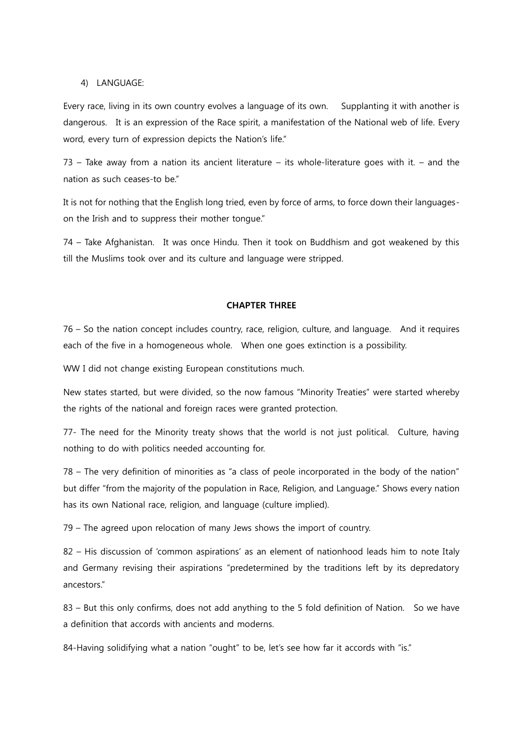4) LANGUAGE:

Every race, living in its own country evolves a language of its own. Supplanting it with another is dangerous. It is an expression of the Race spirit, a manifestation of the National web of life. Every word, every turn of expression depicts the Nation's life."

73 – Take away from a nation its ancient literature – its whole-literature goes with it. – and the nation as such ceases-to be."

It is not for nothing that the English long tried, even by force of arms, to force down their languages-on the Irish and to suppress their mother tongue."

74 – Take Afghanistan. It was once Hindu. Then it took on Buddhism and got weakened by this till the Muslims took over and its culture and language were stripped.

**CHAPTER THREE**

76 – So the nation concept includes country, race, religion, culture, and language. And it requires each of the five in a homogeneous whole. When one goes extinction is a possibility.

WW I did not change existing European constitutions much.

New states started, but were divided, so the now famous "Minority Treaties" were started whereby the rights of the national and foreign races were granted protection.

77- The need for the Minority treaty shows that the world is not just political. Culture, having nothing to do with politics needed accounting for.

78 – The very definition of minorities as "a class of peole incorporated in the body of the nation" but differ "from the majority of the population in Race, Religion, and Language." Shows every nation has its own National race, religion, and language (culture implied).

79 – The agreed upon relocation of many Jews shows the import of country.

82 – His discussion of 'common aspirations' as an element of nationhood leads him to note Italy and Germany revising their aspirations "predetermined by the traditions left by its depredatory ancestors."

83 – But this only confirms, does not add anything to the 5 fold definition of Nation. So we have a definition that accords with ancients and moderns.

84-Having solidifying what a nation "ought" to be, let's see how far it accords with "is."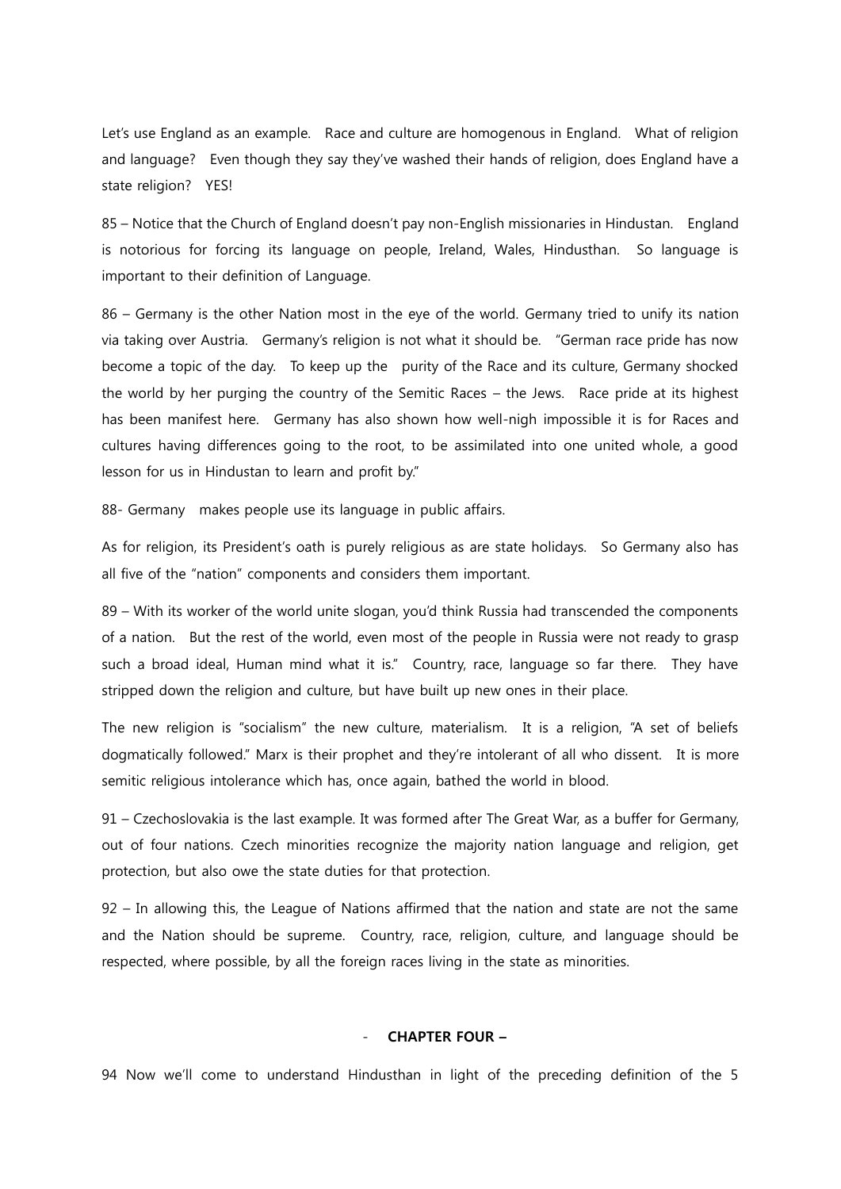Let's use England as an example. Race and culture are homogenous in England. What of religion and language? Even though they say they've washed their hands of religion, does England have a state religion? YES!

85 – Notice that the Church of England doesn't pay non-English missionaries in Hindustan. England is notorious for forcing its language on people, Ireland, Wales, Hindusthan. So language is important to their definition of Language.

86 – Germany is the other Nation most in the eye of the world. Germany tried to unify its nation via taking over Austria. Germany's religion is not what it should be. "German race pride has now become a topic of the day. To keep up the purity of the Race and its culture, Germany shocked the world by her purging the country of the Semitic Races – the Jews. Race pride at its highest has been manifest here. Germany has also shown how well-nigh impossible it is for Races and cultures having differences going to the root, to be assimilated into one united whole, a good lesson for us in Hindustan to learn and profit by."

88- Germany makes people use its language in public affairs.

As for religion, its President's oath is purely religious as are state holidays. So Germany also has all five of the "nation" components and considers them important.

89 – With its worker of the world unite slogan, you'd think Russia had transcended the components of a nation. But the rest of the world, even most of the people in Russia were not ready to grasp such a broad ideal, Human mind what it is." Country, race, language so far there. They have stripped down the religion and culture, but have built up new ones in their place.

The new religion is "socialism" the new culture, materialism. It is a religion, "A set of beliefs dogmatically followed." Marx is their prophet and they're intolerant of all who dissent. It is more semitic religious intolerance which has, once again, bathed the world in blood.

91 – Czechoslovakia is the last example. It was formed after The Great War, as a buffer for Germany, out of four nations. Czech minorities recognize the majority nation language and religion, get protection, but also owe the state duties for that protection.

92 – In allowing this, the League of Nations affirmed that the nation and state are not the same and the Nation should be supreme. Country, race, religion, culture, and language should be respected, where possible, by all the foreign races living in the state as minorities.

## - CHAPTER FOUR –

94 Now we'll come to understand Hindusthan in light of the preceding definition of the 5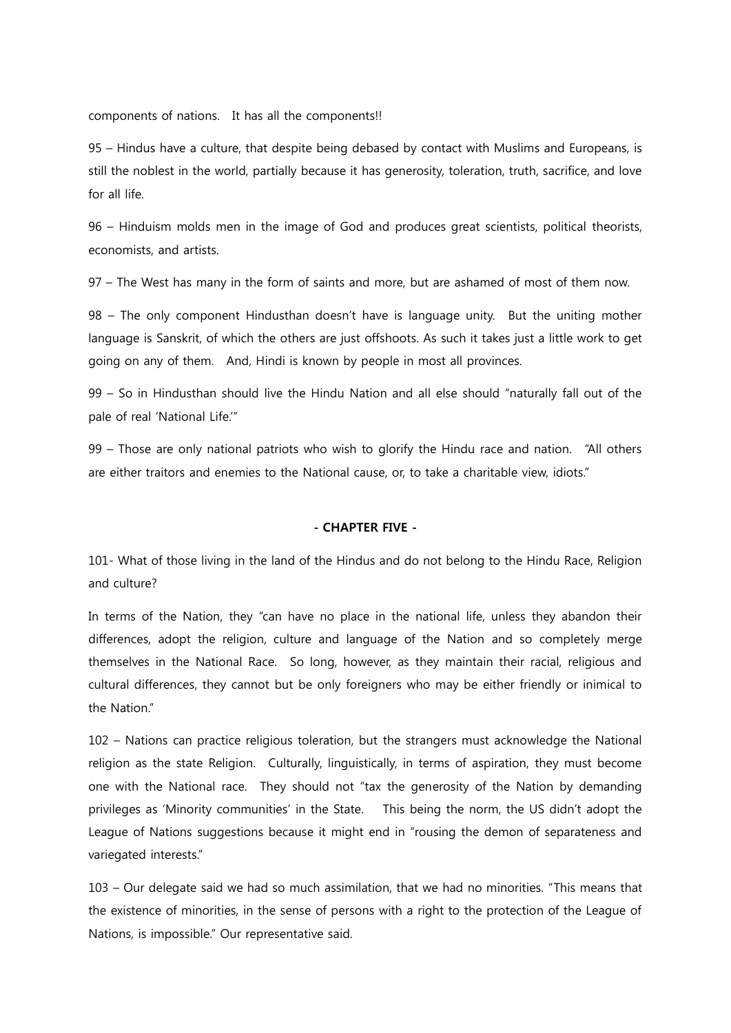components of nations. It has all the components!!

95 – Hindus have a culture, that despite being debased by contact with Muslims and Europeans, is still the noblest in the world, partially because it has generosity, toleration, truth, sacrifice, and love for all life.

96 – Hinduism molds men in the image of God and produces great scientists, political theorists, economists, and artists.

97 – The West has many in the form of saints and more, but are ashamed of most of them now.

98 – The only component Hindusthan doesn't have is language unity. But the uniting mother language is Sanskrit, of which the others are just offshoots. As such it takes just a little work to get going on any of them. And, Hindi is known by people in most all provinces.

99 – So in Hindusthan should live the Hindu Nation and all else should "naturally fall out of the pale of real 'National Life.'"

99 – Those are only national patriots who wish to glorify the Hindu race and nation. "All others are either traitors and enemies to the National cause, or, to take a charitable view, idiots."

**- CHAPTER FIVE -**

101- What of those living in the land of the Hindus and do not belong to the Hindu Race, Religion and culture?

In terms of the Nation, they "can have no place in the national life, unless they abandon their differences, adopt the religion, culture and language of the Nation and so completely merge themselves in the National Race. So long, however, as they maintain their racial, religious and cultural differences, they cannot but be only foreigners who may be either friendly or inimical to the Nation."

102 – Nations can practice religious toleration, but the strangers must acknowledge the National religion as the state Religion. Culturally, linguistically, in terms of aspiration, they must become one with the National race. They should not "tax the generosity of the Nation by demanding privileges as 'Minority communities' in the State. This being the norm, the US didn't adopt the League of Nations suggestions because it might end in "rousing the demon of separateness and variegated interests."

103 – Our delegate said we had so much assimilation, that we had no minorities. "This means that the existence of minorities, in the sense of persons with a right to the protection of the League of Nations, is impossible." Our representative said.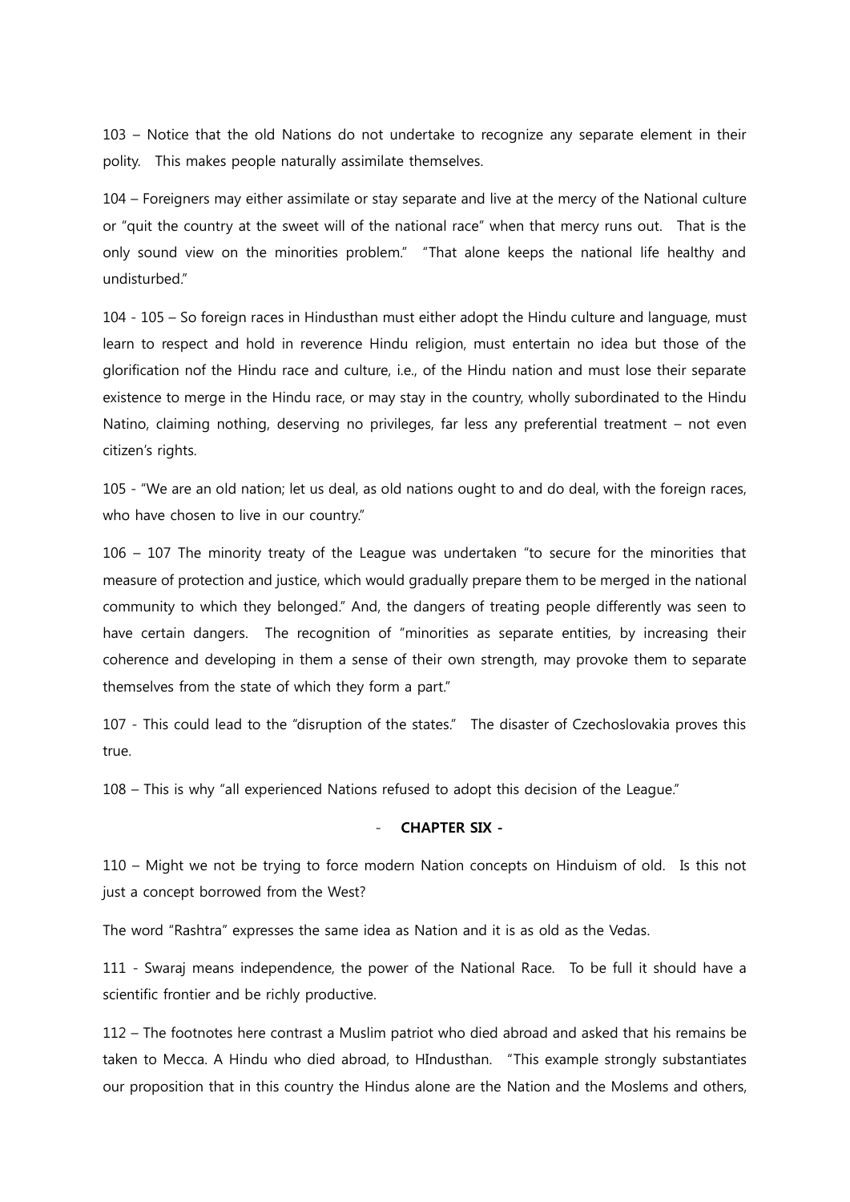103 – Notice that the old Nations do not undertake to recognize any separate element in their polity. This makes people naturally assimilate themselves.

104 – Foreigners may either assimilate or stay separate and live at the mercy of the National culture or "quit the country at the sweet will of the national race" when that mercy runs out. That is the only sound view on the minorities problem." "That alone keeps the national life healthy and undisturbed."

104 - 105 – So foreign races in Hindusthan must either adopt the Hindu culture and language, must learn to respect and hold in reverence Hindu religion, must entertain no idea but those of the glorification nof the Hindu race and culture, i.e., of the Hindu nation and must lose their separate existence to merge in the Hindu race, or may stay in the country, wholly subordinated to the Hindu Natino, claiming nothing, deserving no privileges, far less any preferential treatment – not even citizen's rights.

105 - "We are an old nation; let us deal, as old nations ought to and do deal, with the foreign races, who have chosen to live in our country."

106 – 107 The minority treaty of the League was undertaken "to secure for the minorities that measure of protection and justice, which would gradually prepare them to be merged in the national community to which they belonged." And, the dangers of treating people differently was seen to have certain dangers. The recognition of "minorities as separate entities, by increasing their coherence and developing in them a sense of their own strength, may provoke them to separate themselves from the state of which they form a part."

107 - This could lead to the "disruption of the states." The disaster of Czechoslovakia proves this true.

108 – This is why "all experienced Nations refused to adopt this decision of the League."

- **CHAPTER SIX -**

110 – Might we not be trying to force modern Nation concepts on Hinduism of old. Is this not just a concept borrowed from the West?

The word "Rashtra" expresses the same idea as Nation and it is as old as the Vedas.

111 - Swaraj means independence, the power of the National Race. To be full it should have a scientific frontier and be richly productive.

112 – The footnotes here contrast a Muslim patriot who died abroad and asked that his remains be taken to Mecca. A Hindu who died abroad, to HIndusthan. "This example strongly substantiates our proposition that in this country the Hindus alone are the Nation and the Moslems and others,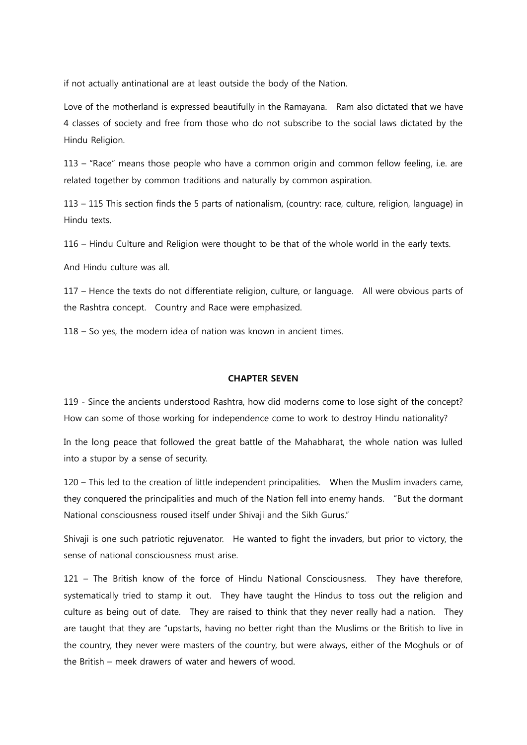if not actually antinational are at least outside the body of the Nation.

Love of the motherland is expressed beautifully in the Ramayana. Ram also dictated that we have 4 classes of society and free from those who do not subscribe to the social laws dictated by the Hindu Religion.

113 – "Race" means those people who have a common origin and common fellow feeling, i.e. are related together by common traditions and naturally by common aspiration.

113 – 115 This section finds the 5 parts of nationalism, (country: race, culture, religion, language) in Hindu texts.

116 – Hindu Culture and Religion were thought to be that of the whole world in the early texts.

And Hindu culture was all.

117 – Hence the texts do not differentiate religion, culture, or language. All were obvious parts of the Rashtra concept. Country and Race were emphasized.

118 – So yes, the modern idea of nation was known in ancient times.

## CHAPTER SEVEN

119 - Since the ancients understood Rashtra, how did moderns come to lose sight of the concept? How can some of those working for independence come to work to destroy Hindu nationality?

In the long peace that followed the great battle of the Mahabharat, the whole nation was lulled into a stupor by a sense of security.

120 – This led to the creation of little independent principalities. When the Muslim invaders came, they conquered the principalities and much of the Nation fell into enemy hands. "But the dormant National consciousness roused itself under Shivaji and the Sikh Gurus."

Shivaji is one such patriotic rejuvenator. He wanted to fight the invaders, but prior to victory, the sense of national consciousness must arise.

121 – The British know of the force of Hindu National Consciousness. They have therefore, systematically tried to stamp it out. They have taught the Hindus to toss out the religion and culture as being out of date. They are raised to think that they never really had a nation. They are taught that they are "upstarts, having no better right than the Muslims or the British to live in the country, they never were masters of the country, but were always, either of the Moghuls or of the British – meek drawers of water and hewers of wood.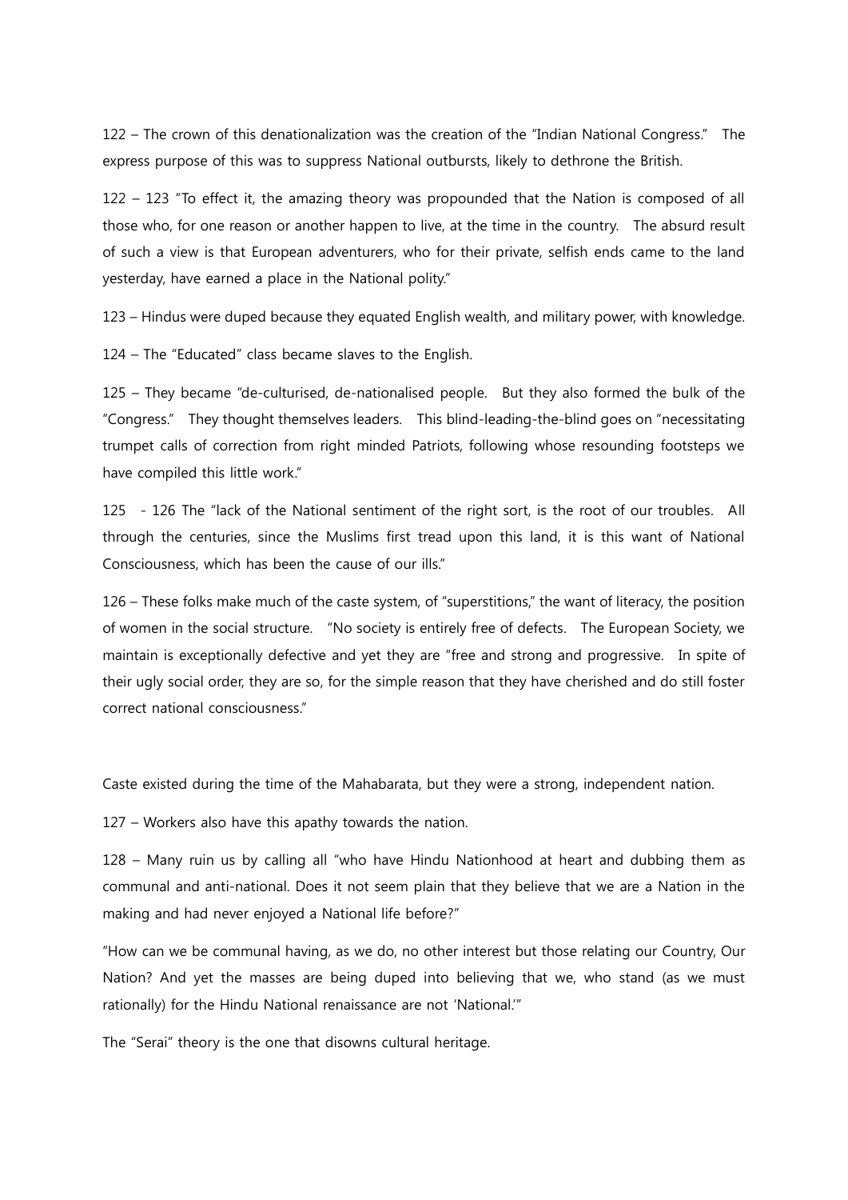122 – The crown of this denationalization was the creation of the "Indian National Congress." The express purpose of this was to suppress National outbursts, likely to dethrone the British.

122 – 123 "To effect it, the amazing theory was propounded that the Nation is composed of all those who, for one reason or another happen to live, at the time in the country. The absurd result of such a view is that European adventurers, who for their private, selfish ends came to the land yesterday, have earned a place in the National polity."

123 – Hindus were duped because they equated English wealth, and military power, with knowledge.

124 – The "Educated" class became slaves to the English.

125 – They became "de-culturised, de-nationalised people. But they also formed the bulk of the "Congress." They thought themselves leaders. This blind-leading-the-blind goes on "necessitating trumpet calls of correction from right minded Patriots, following whose resounding footsteps we have compiled this little work."

125 - 126 The "lack of the National sentiment of the right sort, is the root of our troubles. All through the centuries, since the Muslims first tread upon this land, it is this want of National Consciousness, which has been the cause of our ills."

126 – These folks make much of the caste system, of "superstitions," the want of literacy, the position of women in the social structure. "No society is entirely free of defects. The European Society, we maintain is exceptionally defective and yet they are "free and strong and progressive. In spite of their ugly social order, they are so, for the simple reason that they have cherished and do still foster correct national consciousness."

Caste existed during the time of the Mahabarata, but they were a strong, independent nation.

127 – Workers also have this apathy towards the nation.

128 – Many ruin us by calling all "who have Hindu Nationhood at heart and dubbing them as communal and anti-national. Does it not seem plain that they believe that we are a Nation in the making and had never enjoyed a National life before?"

"How can we be communal having, as we do, no other interest but those relating our Country, Our Nation? And yet the masses are being duped into believing that we, who stand (as we must rationally) for the Hindu National renaissance are not 'National.'"

The "Serai" theory is the one that disowns cultural heritage.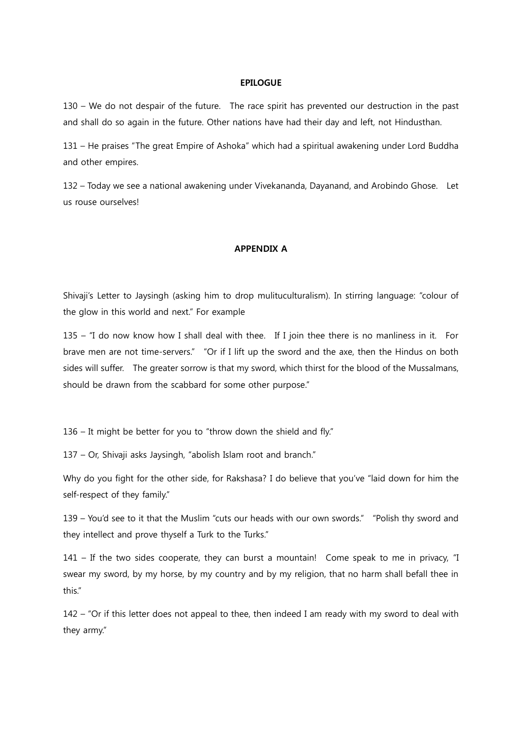**EPILOGUE**

130 – We do not despair of the future. The race spirit has prevented our destruction in the past and shall do so again in the future. Other nations have had their day and left, not Hindusthan.

131 – He praises "The great Empire of Ashoka" which had a spiritual awakening under Lord Buddha and other empires.

132 – Today we see a national awakening under Vivekananda, Dayanand, and Arobindo Ghose. Let us rouse ourselves!

**APPENDIX A**

Shivaji's Letter to Jaysingh (asking him to drop mulituculturalism). In stirring language: "colour of the glow in this world and next." For example

135 – "I do now know how I shall deal with thee. If I join thee there is no manliness in it. For brave men are not time-servers." "Or if I lift up the sword and the axe, then the Hindus on both sides will suffer. The greater sorrow is that my sword, which thirst for the blood of the Mussalmans, should be drawn from the scabbard for some other purpose."

136 – It might be better for you to "throw down the shield and fly."

137 – Or, Shivaji asks Jaysingh, "abolish Islam root and branch."

Why do you fight for the other side, for Rakshasa? I do believe that you've "laid down for him the self-respect of they family."

139 – You'd see to it that the Muslim "cuts our heads with our own swords." "Polish thy sword and they intellect and prove thyself a Turk to the Turks."

141 – If the two sides cooperate, they can burst a mountain! Come speak to me in privacy, "I swear my sword, by my horse, by my country and by my religion, that no harm shall befall thee in this."

142 – "Or if this letter does not appeal to thee, then indeed I am ready with my sword to deal with they army."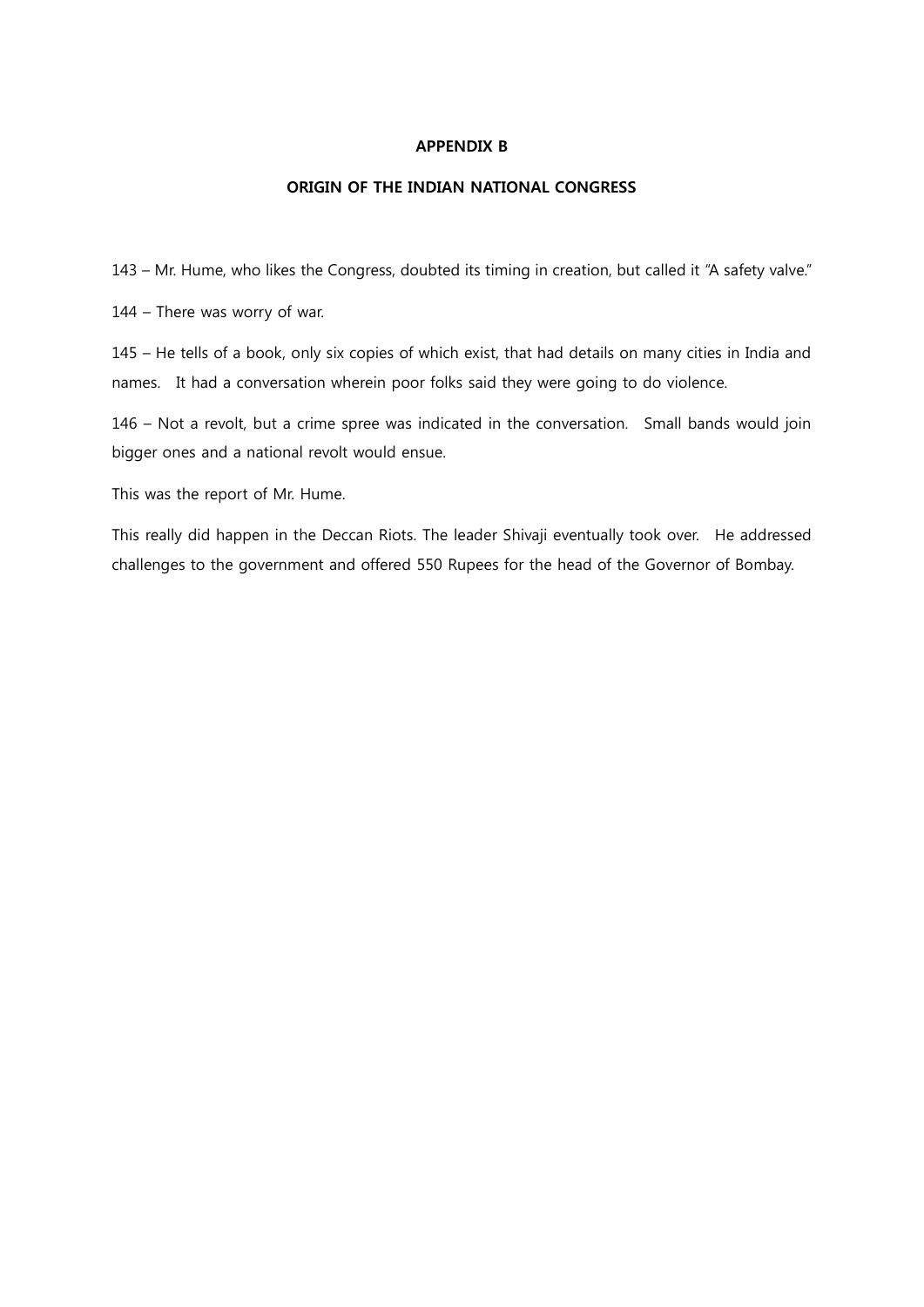## APPENDIX B

## ORIGIN OF THE INDIAN NATIONAL CONGRESS

143 – Mr. Hume, who likes the Congress, doubted its timing in creation, but called it "A safety valve."

144 – There was worry of war.

145 – He tells of a book, only six copies of which exist, that had details on many cities in India and names. It had a conversation wherein poor folks said they were going to do violence.

146 – Not a revolt, but a crime spree was indicated in the conversation. Small bands would join bigger ones and a national revolt would ensue.

This was the report of Mr. Hume.

This really did happen in the Deccan Riots. The leader Shivaji eventually took over. He addressed challenges to the government and offered 550 Rupees for the head of the Governor of Bombay.